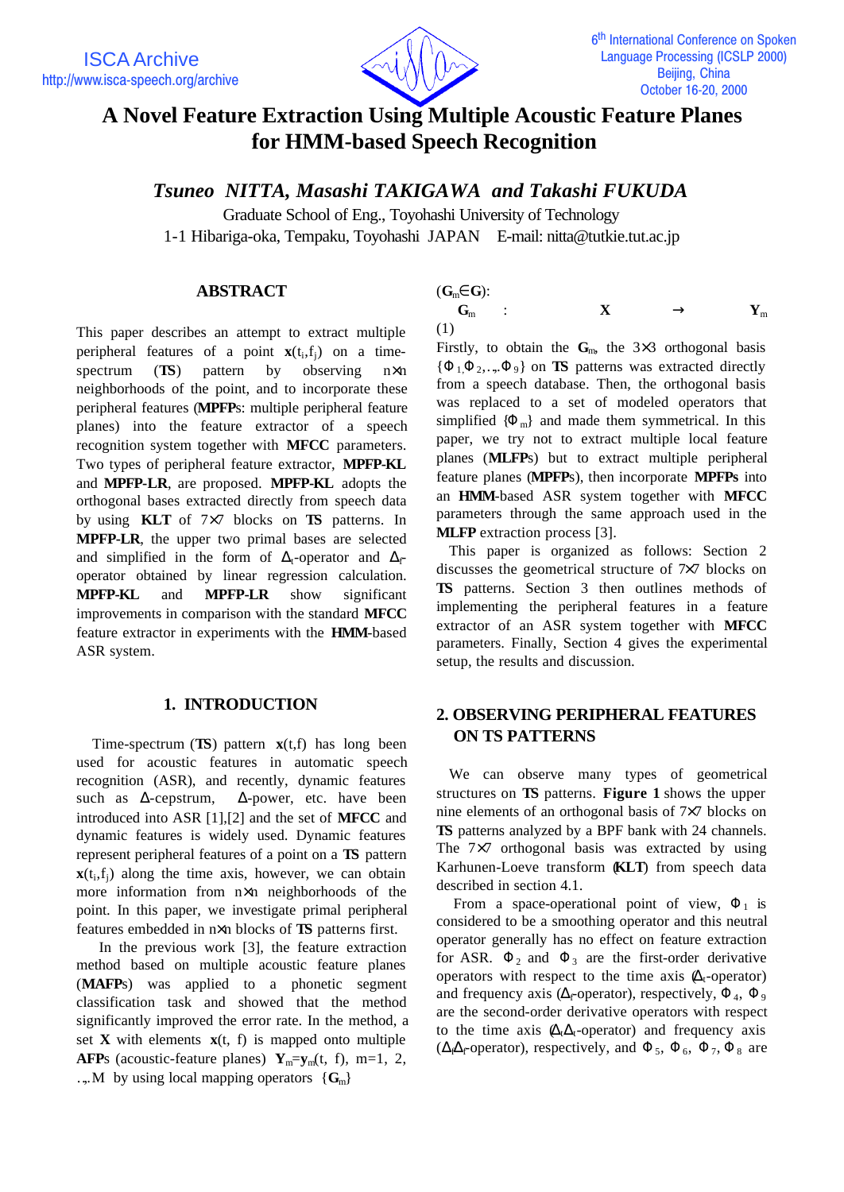# A Novel Feature Extraction Using Multiple Acoustic Feature Planes for HMM-based Speech Recognition

***Tsuneo NITTA, Masashi TAKIGAWA and Takashi FUKUDA***

Graduate School of Eng., Toyohashi University of Technology
1-1 Hibariga-oka, Tempaku, Toyohashi JAPAN E-mail: nitta@tutkie.tut.ac.jp

## ABSTRACT

This paper describes an attempt to extract multiple peripheral features of a point $\mathbf{x}(t_i,f_j)$ on a time-spectrum (**TS**) pattern by observing $n \times n$ neighborhoods of the point, and to incorporate these peripheral features (**MPFPs**: multiple peripheral feature planes) into the feature extractor of a speech recognition system with **MFCC** parameters. Two types of peripheral feature extractor, **MPFP-KL** and **MPFP-LR**, are proposed. **MPFP-KL** adopts the orthogonal bases extracted directly from speech data by using **KLT** of $7 \times 7$ blocks on **TS** patterns. In **MPFP-LR**, the upper two primal bases are selected and simplified in the form of $\Delta_t$-operator and $\Delta_f$-operator obtained by linear regression calculation. **MPFP-KL** and **MPFP-LR** show significant improvements in comparison with the standard **MFCC** feature extractor in experiments with the **HMM**-based ASR system.

## 1. INTRODUCTION

Time-spectrum (**TS**) pattern $\mathbf{x}(t,f)$ has long been used for acoustic features in automatic speech recognition (ASR), and recently, dynamic features such as $\Delta$-cepstrum, $\Delta$-power, etc. have been introduced into ASR [1],[2] and the set of **MFCC** and dynamic features is widely used. Dynamic features represent peripheral features of a point on a **TS** pattern $\mathbf{x}(t_i,f_j)$ along the time axis, however, we can obtain more information from $n \times n$ neighborhoods of the point. In this paper, we investigate primal peripheral features embedded in $n \times n$ blocks of **TS** patterns first.

In the previous work [3], the feature extraction method based on multiple acoustic feature planes (**MAFPs**) was applied to a phonetic segment classification task and showed that the method significantly improved the error rate. In the method, a set $\mathbf{X}$ with elements $\mathbf{x}(t, f)$ is mapped onto multiple **AFPs** (acoustic-feature planes) $\mathbf{Y}_m = \mathbf{y}_m(t, f)$, m=1, 2, ..,M by using local mapping operators $\{\mathbf{G}_m\}$ ($\mathbf{G}_m \in \mathbf{G}$):

$$\mathbf{G}_m \quad : \quad \mathbf{X} \quad \rightarrow \quad \mathbf{Y}_m \tag{1}$$

Firstly, to obtain the $\mathbf{G}_m$, the $3 \times 3$ orthogonal basis $\{\Phi_1, \Phi_2, .., \Phi_9\}$ on **TS** patterns was extracted directly from a speech database. Then, the orthogonal basis was replaced to a set of modeled operators that simplified $\{\Phi_m\}$ and made them symmetrical. In this paper, we try not to extract multiple local feature planes (**MLFPs**) but to extract multiple peripheral feature planes (**MPFPs**), then incorporate **MPFPs** into an **HMM**-based ASR system together with **MFCC** parameters through the same approach used in the **MLFP** extraction process [3].

This paper is organized as follows: Section 2 discusses the geometrical structure of $7 \times 7$ blocks on **TS** patterns. Section 3 then outlines methods of implementing the peripheral features in a feature extractor of an ASR system together with **MFCC** parameters. Finally, Section 4 gives the experimental setup, the results and discussion.

## 2. OBSERVING PERIPHERAL FEATURES ON TS PATTERNS

We can observe many types of geometrical structures on **TS** patterns. **Figure 1** shows the upper nine elements of an orthogonal basis of $7 \times 7$ blocks on **TS** patterns analyzed by a BPF bank with 24 channels. The $7 \times 7$ orthogonal basis was extracted by using Karhunen-Loeve transform (**KLT**) from speech data described in section 4.1.

From a space-operational point of view, $\Phi_1$ is considered to be a smoothing operator and this neutral operator generally has no effect on feature extraction for ASR. $\Phi_2$ and $\Phi_3$ are the first-order derivative operators with respect to the time axis ($\Delta_t$-operator) and frequency axis ($\Delta_f$-operator), respectively, $\Phi_4$, $\Phi_9$ are the second-order derivative operators with respect to the time axis ($\Delta_t\Delta_t$-operator) and frequency axis ($\Delta_f\Delta_f$-operator), respectively, and $\Phi_5$, $\Phi_6$, $\Phi_7$, $\Phi_8$ are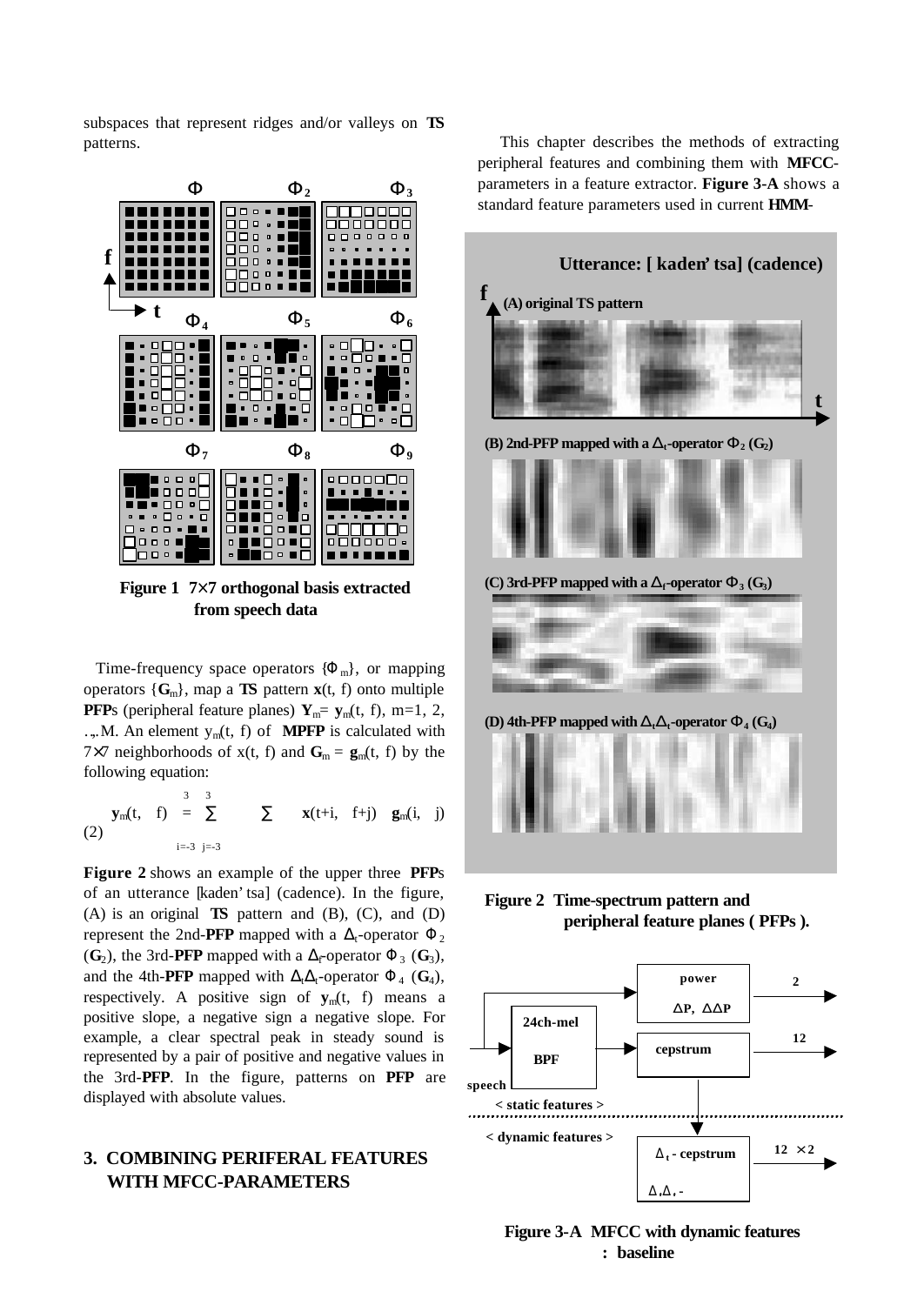subspaces that represent ridges and/or valleys on **TS** patterns.

Φ Φ2 Φ3

f

t

Φ4 Φ5 Φ6

Φ7 Φ8 Φ9

**Figure 1 7×7 orthogonal basis extracted from speech data**

Time-frequency space operators $\{\Phi_m\}$, or mapping operators $\{\mathbf{G}_m\}$, map a **TS** pattern $\mathbf{x}(t, f)$ onto multiple **PFP**s (peripheral feature planes) $\mathbf{Y}_m = \mathbf{y}_m(t, f)$, m=1, 2, ..,M. An element $y_m(t, f)$ of **MPFP** is calculated with 7×7 neighborhoods of x(t, f) and $\mathbf{G}_m = \mathbf{g}_m(t, f)$ by the following equation:

$$\mathbf{y}_m(t, f) = \sum_{i=-3}^{3} \sum_{j=-3}^{3} \mathbf{x}(t+i, f+j)\ \mathbf{g}_m(i, j) \quad (2)$$

**Figure 2** shows an example of the upper three **PFP**s of an utterance [kaden' tsa] (cadence). In the figure, (A) is an original **TS** pattern and (B), (C), and (D) represent the 2nd-**PFP** mapped with a $\Delta_t$-operator $\Phi_2$ ($\mathbf{G}_2$), the 3rd-**PFP** mapped with a $\Delta_f$-operator $\Phi_3$ ($\mathbf{G}_3$), and the 4th-**PFP** mapped with $\Delta_t\Delta_t$-operator $\Phi_4$ ($\mathbf{G}_4$), respectively. A positive sign of $\mathbf{y}_m(t, f)$ means a positive slope, a negative sign a negative slope. For example, a clear spectral peak in steady sound is represented by a pair of positive and negative values in the 3rd-**PFP**. In the figure, patterns on **PFP** are displayed with absolute values.

## 3. COMBINING PERIFERAL FEATURES WITH MFCC-PARAMETERS

This chapter describes the methods of extracting peripheral features and combining them with **MFCC**-parameters in a feature extractor. **Figure 3-A** shows a standard feature parameters used in current **HMM**-

Utterance: [ kaden' tsa] (cadence)

f

(A) original TS pattern

t

(B) 2nd-PFP mapped with a $\Delta_t$-operator $\Phi_2$ ($G_2$)

(C) 3rd-PFP mapped with a $\Delta_f$-operator $\Phi_3$ ($G_3$)

(D) 4th-PFP mapped with $\Delta_t\Delta_t$-operator $\Phi_4$ ($G_4$)

**Figure 2 Time-spectrum pattern and peripheral feature planes ( PFPs ).**

power

ΔP, ΔΔP

2

24ch-mel

BPF

cepstrum

12

speech

< static features >

< dynamic features >

$\Delta_t$ - cepstrum

$\Delta_t\Delta_t$ -

12 ×2

**Figure 3-A MFCC with dynamic features : baseline**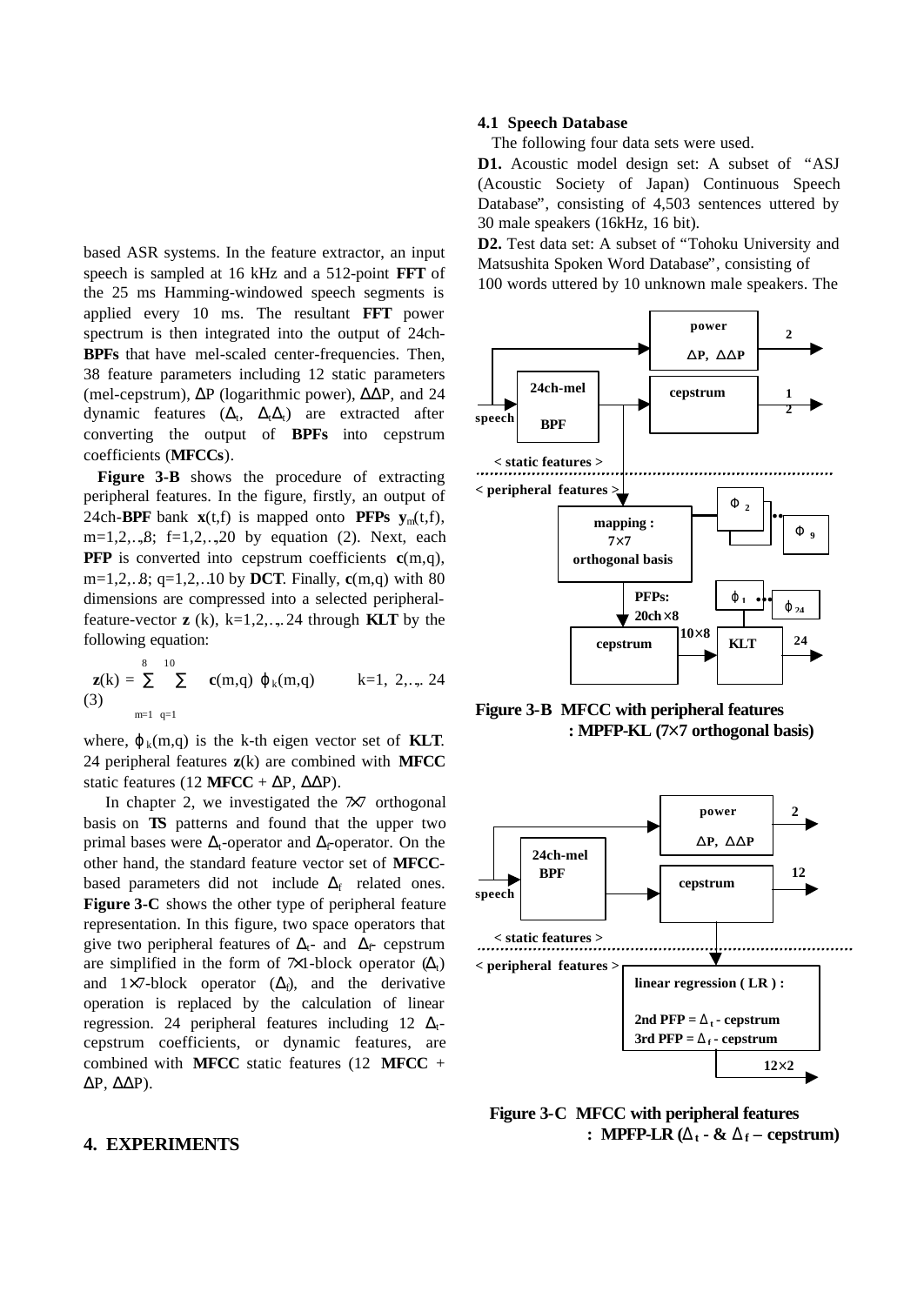based ASR systems. In the feature extractor, an input speech is sampled at 16 kHz and a 512-point **FFT** of the 25 ms Hamming-windowed speech segments is applied every 10 ms. The resultant **FFT** power spectrum is then integrated into the output of 24ch-**BPFs** that have mel-scaled center-frequencies. Then, 38 feature parameters including 12 static parameters (mel-cepstrum), ΔP (logarithmic power), ΔΔP, and 24 dynamic features ($\Delta_t$, $\Delta_t\Delta_t$) are extracted after converting the output of **BPFs** into cepstrum coefficients (**MFCCs**).

**Figure 3-B** shows the procedure of extracting peripheral features. In the figure, firstly, an output of 24ch-**BPF** bank $\mathbf{x}(t,f)$ is mapped onto **PFPs** $\mathbf{y}_m(t,f)$, m=1,2,..,8; f=1,2,..,20 by equation (2). Next, each **PFP** is converted into cepstrum coefficients $\mathbf{c}(m,q)$, m=1,2,..8; q=1,2,..10 by **DCT**. Finally, $\mathbf{c}(m,q)$ with 80 dimensions are compressed into a selected peripheral-feature-vector $\mathbf{z}(k)$, k=1,2,.., 24 through **KLT** by the following equation:

$$\mathbf{z}(k) = \sum_{m=1}^{8} \sum_{q=1}^{10} \mathbf{c}(m,q)\ \varphi_k(m,q) \qquad k=1,\ 2,..,\ 24 \qquad (3)$$

where, $\varphi_k(m,q)$ is the k-th eigen vector set of **KLT**. 24 peripheral features $\mathbf{z}(k)$ are combined with **MFCC** static features (12 **MFCC** + ΔP, ΔΔP).

In chapter 2, we investigated the 7×7 orthogonal basis on **TS** patterns and found that the upper two primal bases were $\Delta_t$-operator and $\Delta_f$-operator. On the other hand, the standard feature vector set of **MFCC**-based parameters did not include $\Delta_f$ related ones. **Figure 3-C** shows the other type of peripheral feature representation. In this figure, two space operators that give two peripheral features of $\Delta_t$- and $\Delta_f$- cepstrum are simplified in the form of 7×1-block operator ($\Delta_t$) and 1×7-block operator ($\Delta_f$), and the derivative operation is replaced by the calculation of linear regression. 24 peripheral features including 12 $\Delta_f$-cepstrum coefficients, or dynamic features, are combined with **MFCC** static features (12 **MFCC** + ΔP, ΔΔP).

## 4. EXPERIMENTS

### 4.1 Speech Database

The following four data sets were used.

**D1.** Acoustic model design set: A subset of "ASJ (Acoustic Society of Japan) Continuous Speech Database", consisting of 4,503 sentences uttered by 30 male speakers (16kHz, 16 bit).

**D2.** Test data set: A subset of "Tohoku University and Matsushita Spoken Word Database", consisting of 100 words uttered by 10 unknown male speakers. The

power
ΔP, ΔΔP
2
24ch-mel BPF
cepstrum
12
speech
< static features >
< peripheral features >
mapping : 7×7 orthogonal basis
Φ 2
Φ 9
PFPs: 20ch×8
φ 1
φ 24
10×8
cepstrum
KLT
24

**Figure 3-B MFCC with peripheral features : MPFP-KL (7×7 orthogonal basis)**

power
ΔP, ΔΔP
2
24ch-mel BPF
cepstrum
12
speech
< static features >
< peripheral features >
linear regression ( LR ) :
2nd PFP = $\Delta_t$ - cepstrum
3rd PFP = $\Delta_f$ - cepstrum
12×2

**Figure 3-C MFCC with peripheral features : MPFP-LR ($\Delta_t$ - & $\Delta_f$ – cepstrum)**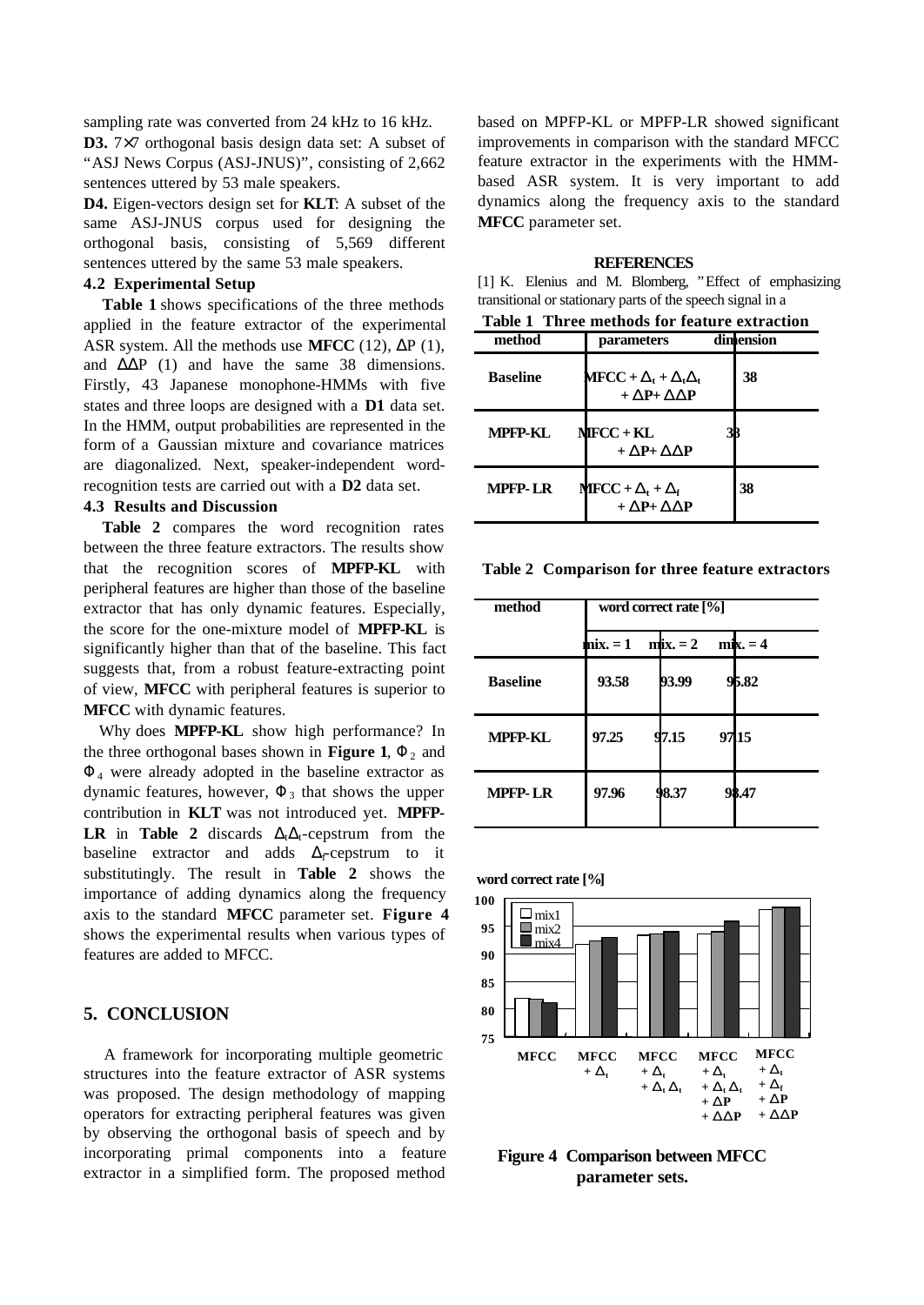sampling rate was converted from 24 kHz to 16 kHz.

**D3.** 7×7 orthogonal basis design data set: A subset of "ASJ News Corpus (ASJ-JNUS)", consisting of 2,662 sentences uttered by 53 male speakers.

**D4.** Eigen-vectors design set for **KLT**: A subset of the same ASJ-JNUS corpus used for designing the orthogonal basis, consisting of 5,569 different sentences uttered by the same 53 male speakers.

### 4.2 Experimental Setup

**Table 1** shows specifications of the three methods applied in the feature extractor of the experimental ASR system. All the methods use **MFCC** (12), $\Delta$P (1), and $\Delta\Delta$P (1) and have the same 38 dimensions. Firstly, 43 Japanese monophone-HMMs with five states and three loops are designed with a **D1** data set. In the HMM, output probabilities are represented in the form of a Gaussian mixture and covariance matrices are diagonalized. Next, speaker-independent word-recognition tests are carried out with a **D2** data set.

### 4.3 Results and Discussion

**Table 2** compares the word recognition rates between the three feature extractors. The results show that the recognition scores of **MPFP-KL** with peripheral features are higher than those of the baseline extractor that has only dynamic features. Especially, the score for the one-mixture model of **MPFP-KL** is significantly higher than that of the baseline. This fact suggests that, from a robust feature-extracting point of view, **MFCC** with peripheral features is superior to **MFCC** with dynamic features.

Why does **MPFP-KL** show high performance? In the three orthogonal bases shown in **Figure 1**, $\Phi_2$ and $\Phi_4$ were already adopted in the baseline extractor as dynamic features, however, $\Phi_3$ that shows the upper contribution in **KLT** was not introduced yet. **MPFP-LR** in **Table 2** discards $\Delta_t\Delta_t$-cepstrum from the baseline extractor and adds $\Delta_f$-cepstrum to it substitutingly. The result in **Table 2** shows the importance of adding dynamics along the frequency axis to the standard **MFCC** parameter set. **Figure 4** shows the experimental results when various types of features are added to MFCC.

## 5. CONCLUSION

A framework for incorporating multiple geometric structures into the feature extractor of ASR systems was proposed. The design methodology of mapping operators for extracting peripheral features was given by observing the orthogonal basis of speech and by incorporating primal components into a feature extractor in a simplified form. The proposed method based on MPFP-KL or MPFP-LR showed significant improvements in comparison with the standard MFCC feature extractor in the experiments with the HMM-based ASR system. It is very important to add dynamics along the frequency axis to the standard **MFCC** parameter set.

**Table 1 Three methods for feature extraction**

| method | parameters | dimension |
|---|---|---|
| **Baseline** | **MFCC + $\Delta_t$ + $\Delta_t\Delta_t$ + $\Delta$P+ $\Delta\Delta$P** | **38** |
| **MPFP-KL** | **MFCC + KL + $\Delta$P+ $\Delta\Delta$P** | **38** |
| **MPFP- LR** | **MFCC + $\Delta_t$ + $\Delta_f$ + $\Delta$P+ $\Delta\Delta$P** | **38** |

**Table 2 Comparison for three feature extractors**

| method | word correct rate [%] | | |
|---|---|---|---|
| | mix. = 1 | mix. = 2 | mix. = 4 |
| **Baseline** | **93.58** | **93.99** | **95.82** |
| **MPFP-KL** | **97.25** | **97.15** | **97.15** |
| **MPFP- LR** | **97.96** | **98.37** | **98.47** |

word correct rate [%]

100
95
90
85
80
75

mix1
mix2
mix4

MFCC
MFCC + $\Delta_t$
MFCC + $\Delta_t$ + $\Delta_t\Delta_t$
MFCC + $\Delta_t$ + $\Delta_t\Delta_t$ + $\Delta$P + $\Delta\Delta$P
MFCC + $\Delta_t$ + $\Delta_f$ + $\Delta$P + $\Delta\Delta$P

**Figure 4 Comparison between MFCC parameter sets.**

**REFERENCES**

[1] K. Elenius and M. Blomberg, "Effect of emphasizing transitional or stationary parts of the speech signal in a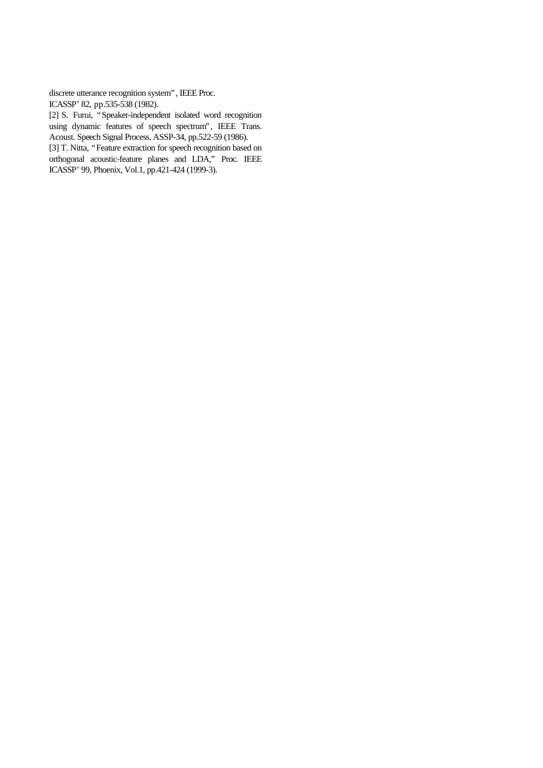discrete utterance recognition system", IEEE Proc. ICASSP' 82, pp.535-538 (1982).

[2] S. Furui, "Speaker-independent isolated word recognition using dynamic features of speech spectrum", IEEE Trans. Acoust. Speech Signal Process. ASSP-34, pp.522-59 (1986).

[3] T. Nitta, "Feature extraction for speech recognition based on orthogonal acoustic-feature planes and LDA," Proc. IEEE ICASSP' 99, Phoenix, Vol.1, pp.421-424 (1999-3).